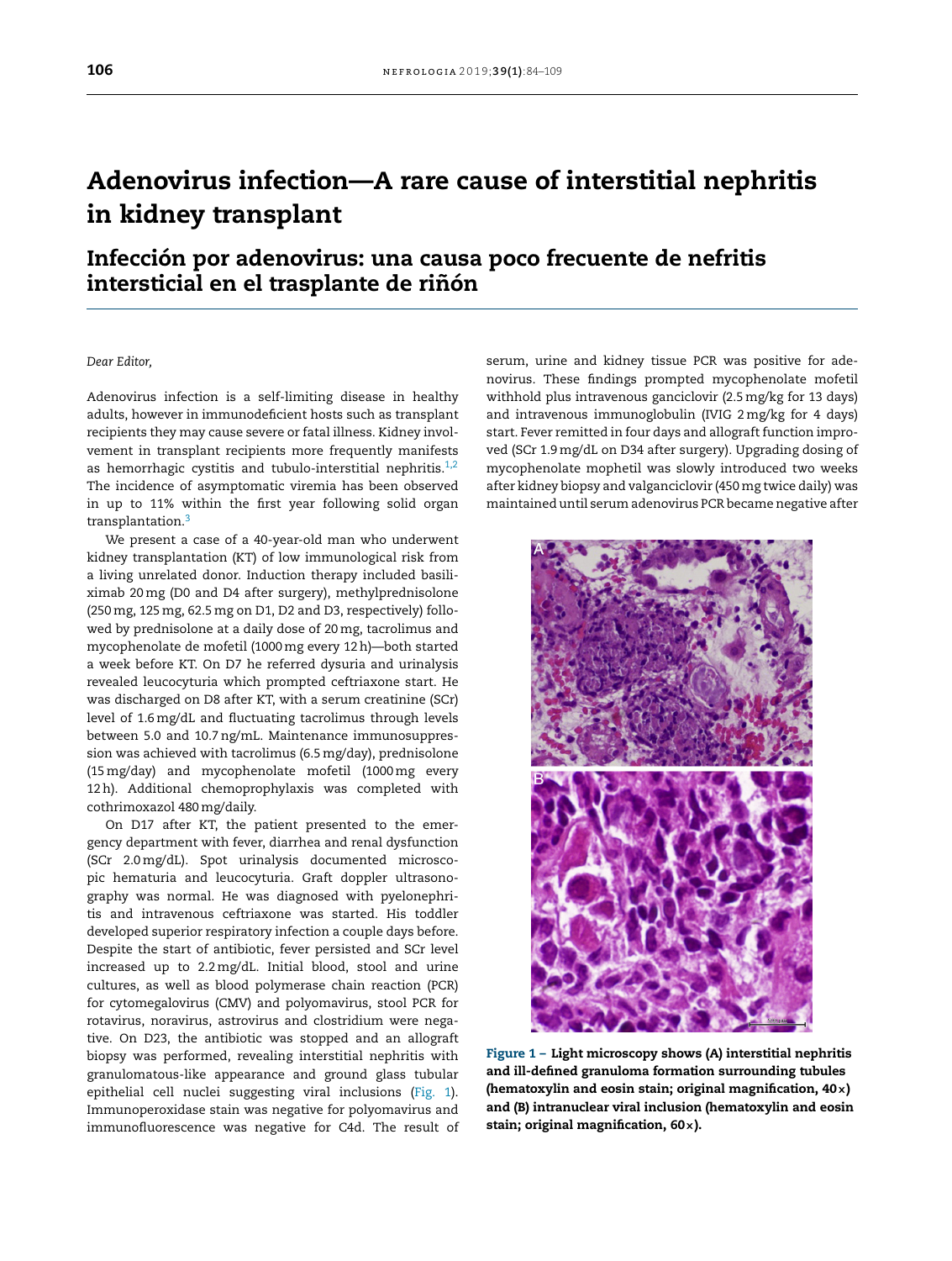# Adenovirus infection—A rare cause of interstitial nephritis in kidney transplant

## Infección por adenovirus: una causa poco frecuente de nefritis intersticial en el trasplante de riñón

*Dear Editor,*

Adenovirus infection is a self-limiting disease in healthy adults, however in immunodeficient hosts such as transplant recipients they may cause severe or fatal illness. Kidney involvement in transplant recipients more frequently manifests as hemorrhagic cystitis and tubulo-interstitial nephritis.[1,2] The incidence of asymptomatic viremia has been observed in up to 11% within the first year following solid organ transplantation.[3]

We present a case of a 40-year-old man who underwent kidney transplantation (KT) of low immunological risk from a living unrelated donor. Induction therapy included basiliximab 20 mg (D0 and D4 after surgery), methylprednisolone (250 mg, 125 mg, 62.5 mg on D1, D2 and D3, respectively) followed by prednisolone at a daily dose of 20 mg, tacrolimus and mycophenolate de mofetil (1000 mg every 12 h)—both started a week before KT. On D7 he referred dysuria and urinalysis revealed leucocyturia which prompted ceftriaxone start. He was discharged on D8 after KT, with a serum creatinine (SCr) level of 1.6 mg/dL and fluctuating tacrolimus through levels between 5.0 and 10.7 ng/mL. Maintenance immunosuppression was achieved with tacrolimus (6.5 mg/day), prednisolone (15 mg/day) and mycophenolate mofetil (1000 mg every 12 h). Additional chemoprophylaxis was completed with cothrimoxazol 480 mg/daily.

On D17 after KT, the patient presented to the emergency department with fever, diarrhea and renal dysfunction (SCr 2.0 mg/dL). Spot urinalysis documented microscopic hematuria and leucocyturia. Graft doppler ultrasonography was normal. He was diagnosed with pyelonephritis and intravenous ceftriaxone was started. His toddler developed superior respiratory infection a couple days before. Despite the start of antibiotic, fever persisted and SCr level increased up to 2.2 mg/dL. Initial blood, stool and urine cultures, as well as blood polymerase chain reaction (PCR) for cytomegalovirus (CMV) and polyomavirus, stool PCR for rotavirus, noravirus, astrovirus and clostridium were negative. On D23, the antibiotic was stopped and an allograft biopsy was performed, revealing interstitial nephritis with granulomatous-like appearance and ground glass tubular epithelial cell nuclei suggesting viral inclusions (Fig. 1). Immunoperoxidase stain was negative for polyomavirus and immunofluorescence was negative for C4d. The result of serum, urine and kidney tissue PCR was positive for adenovirus. These findings prompted mycophenolate mofetil withhold plus intravenous ganciclovir (2.5 mg/kg for 13 days) and intravenous immunoglobulin (IVIG 2 mg/kg for 4 days) start. Fever remitted in four days and allograft function improved (SCr 1.9 mg/dL on D34 after surgery). Upgrading dosing of mycophenolate mophetil was slowly introduced two weeks after kidney biopsy and valganciclovir (450 mg twice daily) was maintained until serum adenovirus PCR became negative after

**Figure 1 – Light microscopy shows (A) interstitial nephritis and ill-defined granuloma formation surrounding tubules (hematoxylin and eosin stain; original magnification, 40×) and (B) intranuclear viral inclusion (hematoxylin and eosin stain; original magnification, 60×).**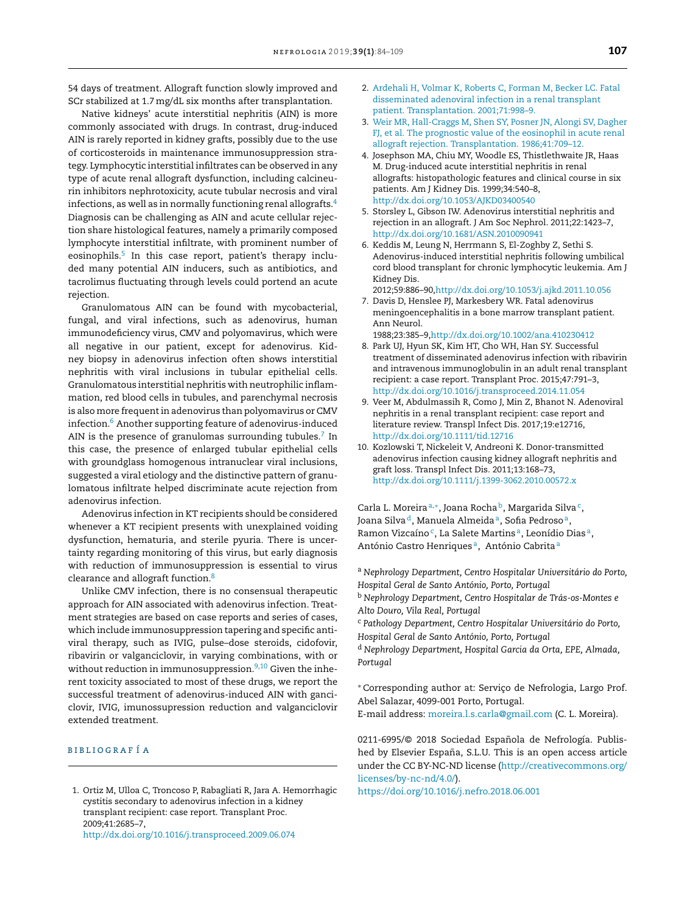54 days of treatment. Allograft function slowly improved and SCr stabilized at 1.7 mg/dL six months after transplantation.

Native kidneys' acute interstitial nephritis (AIN) is more commonly associated with drugs. In contrast, drug-induced AIN is rarely reported in kidney grafts, possibly due to the use of corticosteroids in maintenance immunosuppression strategy. Lymphocytic interstitial infiltrates can be observed in any type of acute renal allograft dysfunction, including calcineurin inhibitors nephrotoxicity, acute tubular necrosis and viral infections, as well as in normally functioning renal allografts.[4] Diagnosis can be challenging as AIN and acute cellular rejection share histological features, namely a primarily composed lymphocyte interstitial infiltrate, with prominent number of eosinophils.[5] In this case report, patient's therapy included many potential AIN inducers, such as antibiotics, and tacrolimus fluctuating through levels could portend an acute rejection.

Granulomatous AIN can be found with mycobacterial, fungal, and viral infections, such as adenovirus, human immunodeficiency virus, CMV and polyomavirus, which were all negative in our patient, except for adenovirus. Kidney biopsy in adenovirus infection often shows interstitial nephritis with viral inclusions in tubular epithelial cells. Granulomatous interstitial nephritis with neutrophilic inflammation, red blood cells in tubules, and parenchymal necrosis is also more frequent in adenovirus than polyomavirus or CMV infection.[6] Another supporting feature of adenovirus-induced AIN is the presence of granulomas surrounding tubules.[7] In this case, the presence of enlarged tubular epithelial cells with groundglass homogenous intranuclear viral inclusions, suggested a viral etiology and the distinctive pattern of granulomatous infiltrate helped discriminate acute rejection from adenovirus infection.

Adenovirus infection in KT recipients should be considered whenever a KT recipient presents with unexplained voiding dysfunction, hematuria, and sterile pyuria. There is uncertainty regarding monitoring of this virus, but early diagnosis with reduction of immunosuppression is essential to virus clearance and allograft function.[8]

Unlike CMV infection, there is no consensual therapeutic approach for AIN associated with adenovirus infection. Treatment strategies are based on case reports and series of cases, which include immunosuppression tapering and specific antiviral therapy, such as IVIG, pulse–dose steroids, cidofovir, ribavirin or valganciclovir, in varying combinations, with or without reduction in immunosuppression.[9,10] Given the inherent toxicity associated to most of these drugs, we report the successful treatment of adenovirus-induced AIN with ganciclovir, IVIG, imunossupression reduction and valganciclovir extended treatment.

## BIBLIOGRAFÍA

1. Ortiz M, Ulloa C, Troncoso P, Rabagliati R, Jara A. Hemorrhagic cystitis secondary to adenovirus infection in a kidney transplant recipient: case report. Transplant Proc. 2009;41:2685–7, http://dx.doi.org/10.1016/j.transproceed.2009.06.074
2. Ardehali H, Volmar K, Roberts C, Forman M, Becker LC. Fatal disseminated adenoviral infection in a renal transplant patient. Transplantation. 2001;71:998–9.
3. Weir MR, Hall-Craggs M, Shen SY, Posner JN, Alongi SV, Dagher FJ, et al. The prognostic value of the eosinophil in acute renal allograft rejection. Transplantation. 1986;41:709–12.
4. Josephson MA, Chiu MY, Woodle ES, Thistlethwaite JR, Haas M. Drug-induced acute interstitial nephritis in renal allografts: histopathologic features and clinical course in six patients. Am J Kidney Dis. 1999;34:540–8, http://dx.doi.org/10.1053/AJKD03400540
5. Storsley L, Gibson IW. Adenovirus interstitial nephritis and rejection in an allograft. J Am Soc Nephrol. 2011;22:1423–7, http://dx.doi.org/10.1681/ASN.2010090941
6. Keddis M, Leung N, Herrmann S, El-Zoghby Z, Sethi S. Adenovirus-induced interstitial nephritis following umbilical cord blood transplant for chronic lymphocytic leukemia. Am J Kidney Dis. 2012;59:886–90,http://dx.doi.org/10.1053/j.ajkd.2011.10.056
7. Davis D, Henslee PJ, Markesbery WR. Fatal adenovirus meningoencephalitis in a bone marrow transplant patient. Ann Neurol. 1988;23:385–9,http://dx.doi.org/10.1002/ana.410230412
8. Park UJ, Hyun SK, Kim HT, Cho WH, Han SY. Successful treatment of disseminated adenovirus infection with ribavirin and intravenous immunoglobulin in an adult renal transplant recipient: a case report. Transplant Proc. 2015;47:791–3, http://dx.doi.org/10.1016/j.transproceed.2014.11.054
9. Veer M, Abdulmassih R, Como J, Min Z, Bhanot N. Adenoviral nephritis in a renal transplant recipient: case report and literature review. Transpl Infect Dis. 2017;19:e12716, http://dx.doi.org/10.1111/tid.12716
10. Kozlowski T, Nickeleit V, Andreoni K. Donor-transmitted adenovirus infection causing kidney allograft nephritis and graft loss. Transpl Infect Dis. 2011;13:168–73, http://dx.doi.org/10.1111/j.1399-3062.2010.00572.x

Carla L. Moreira[a,*], Joana Rocha[b], Margarida Silva[c], Joana Silva[d], Manuela Almeida[a], Sofia Pedroso[a], Ramon Vizcaíno[c], La Salete Martins[a], Leonídio Dias[a], António Castro Henriques[a], António Cabrita[a]

[a] *Nephrology Department, Centro Hospitalar Universitário do Porto, Hospital Geral de Santo António, Porto, Portugal*
[b] *Nephrology Department, Centro Hospitalar de Trás-os-Montes e Alto Douro, Vila Real, Portugal*
[c] *Pathology Department, Centro Hospitalar Universitário do Porto, Hospital Geral de Santo António, Porto, Portugal*
[d] *Nephrology Department, Hospital Garcia da Orta, EPE, Almada, Portugal*

\* Corresponding author at: Serviço de Nefrologia, Largo Prof. Abel Salazar, 4099-001 Porto, Portugal.
E-mail address: moreira.l.s.carla@gmail.com (C. L. Moreira).

0211-6995/© 2018 Sociedad Española de Nefrología. Published by Elsevier España, S.L.U. This is an open access article under the CC BY-NC-ND license (http://creativecommons.org/licenses/by-nc-nd/4.0/).
https://doi.org/10.1016/j.nefro.2018.06.001